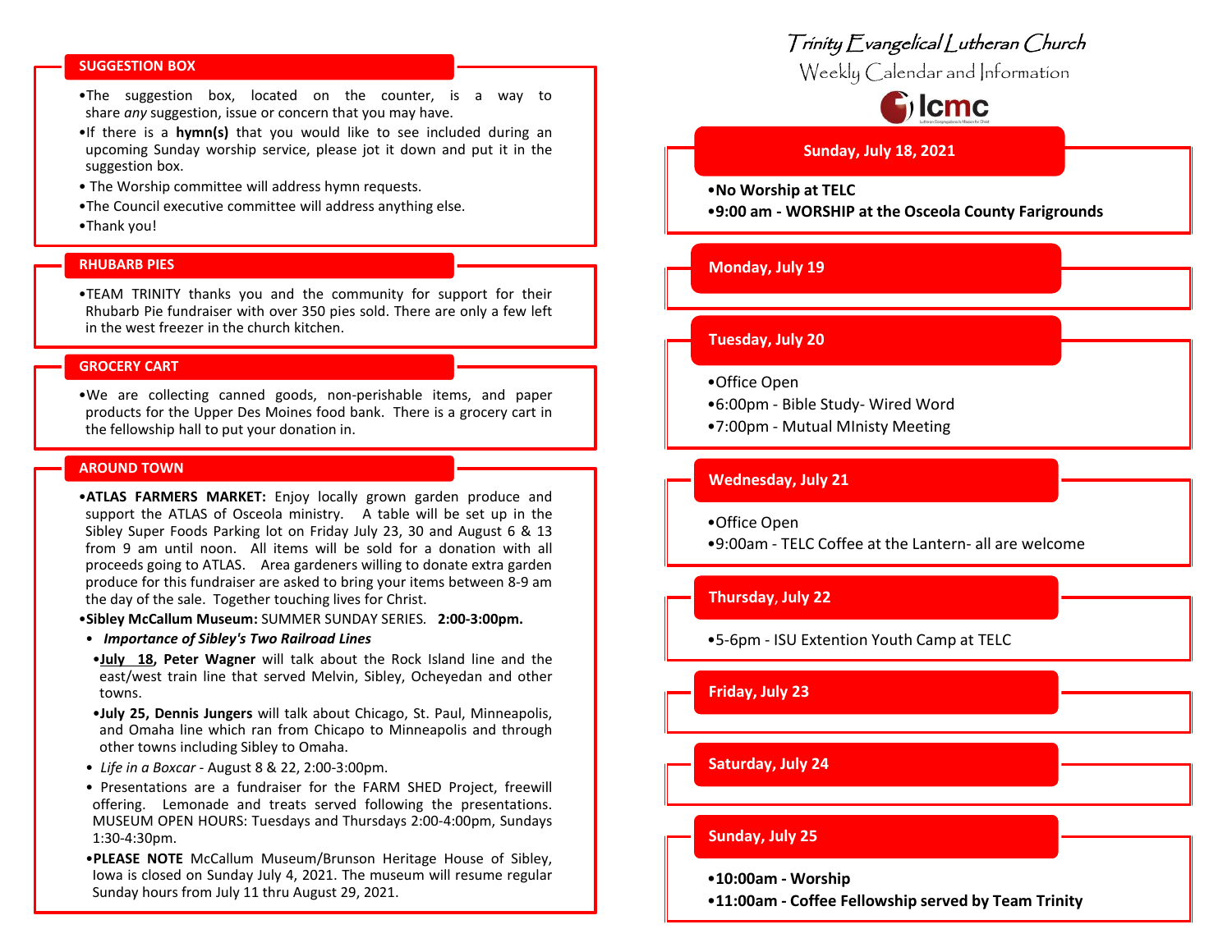## SUGGESTION BOX

- The suggestion box, located on the counter, is a way to share *any* suggestion, issue or concern that you may have.
- If there is a **hymn(s)** that you would like to see included during an upcoming Sunday worship service, please jot it down and put it in the suggestion box.
- The Worship committee will address hymn requests.
- The Council executive committee will address anything else.
- Thank you!

## RHUBARB PIES

- TEAM TRINITY thanks you and the community for support for their Rhubarb Pie fundraiser with over 350 pies sold. There are only a few left in the west freezer in the church kitchen.

## GROCERY CART

- We are collecting canned goods, non-perishable items, and paper products for the Upper Des Moines food bank. There is a grocery cart in the fellowship hall to put your donation in.

## AROUND TOWN

- **ATLAS FARMERS MARKET:** Enjoy locally grown garden produce and support the ATLAS of Osceola ministry. A table will be set up in the Sibley Super Foods Parking lot on Friday July 23, 30 and August 6 & 13 from 9 am until noon. All items will be sold for a donation with all proceeds going to ATLAS. Area gardeners willing to donate extra garden produce for this fundraiser are asked to bring your items between 8-9 am the day of the sale. Together touching lives for Christ.
- **Sibley McCallum Museum:** SUMMER SUNDAY SERIES. **2:00-3:00pm.**
- ***Importance of Sibley's Two Railroad Lines***
  - **July 18, Peter Wagner** will talk about the Rock Island line and the east/west train line that served Melvin, Sibley, Ocheyedan and other towns.
  - **July 25, Dennis Jungers** will talk about Chicago, St. Paul, Minneapolis, and Omaha line which ran from Chicapo to Minneapolis and through other towns including Sibley to Omaha.
- *Life in a Boxcar* - August 8 & 22, 2:00-3:00pm.
- Presentations are a fundraiser for the FARM SHED Project, freewill offering. Lemonade and treats served following the presentations. MUSEUM OPEN HOURS: Tuesdays and Thursdays 2:00-4:00pm, Sundays 1:30-4:30pm.
- **PLEASE NOTE** McCallum Museum/Brunson Heritage House of Sibley, Iowa is closed on Sunday July 4, 2021. The museum will resume regular Sunday hours from July 11 thru August 29, 2021.

# Trinity Evangelical Lutheran Church

Weekly Calendar and Information

lcmc

## Sunday, July 18, 2021

- **No Worship at TELC**
- **9:00 am - WORSHIP at the Osceola County Farigrounds**

## Monday, July 19

## Tuesday, July 20

- Office Open
- 6:00pm - Bible Study- Wired Word
- 7:00pm - Mutual MInisty Meeting

## Wednesday, July 21

- Office Open
- 9:00am - TELC Coffee at the Lantern- all are welcome

## Thursday, July 22

- 5-6pm - ISU Extention Youth Camp at TELC

## Friday, July 23

## Saturday, July 24

## Sunday, July 25

- **10:00am - Worship**
- **11:00am - Coffee Fellowship served by Team Trinity**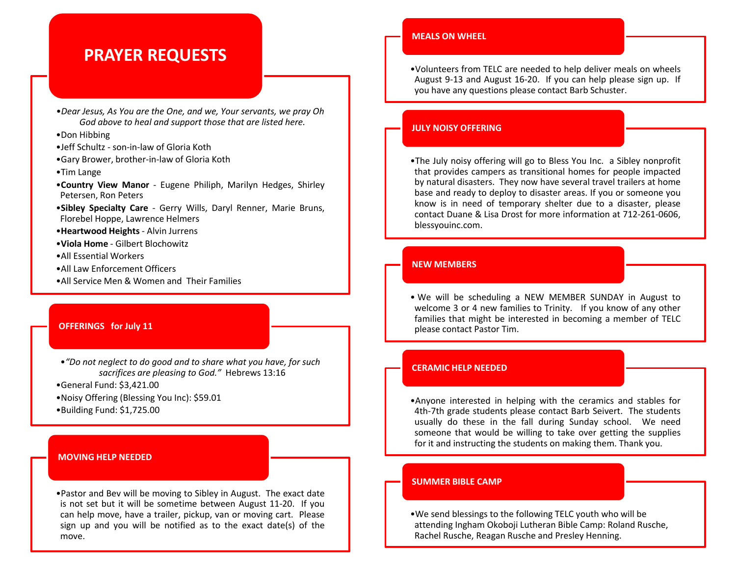# PRAYER REQUESTS

- *Dear Jesus, As You are the One, and we, Your servants, we pray Oh God above to heal and support those that are listed here.*
- Don Hibbing
- Jeff Schultz - son-in-law of Gloria Koth
- Gary Brower, brother-in-law of Gloria Koth
- Tim Lange
- **Country View Manor** - Eugene Philiph, Marilyn Hedges, Shirley Petersen, Ron Peters
- **Sibley Specialty Care** - Gerry Wills, Daryl Renner, Marie Bruns, Florebel Hoppe, Lawrence Helmers
- **Heartwood Heights** - Alvin Jurrens
- **Viola Home** - Gilbert Blochowitz
- All Essential Workers
- All Law Enforcement Officers
- All Service Men & Women and Their Families

## OFFERINGS for July 11

- *"Do not neglect to do good and to share what you have, for such sacrifices are pleasing to God."* Hebrews 13:16
- General Fund: $3,421.00
- Noisy Offering (Blessing You Inc): $59.01
- Building Fund: $1,725.00

## MOVING HELP NEEDED

- Pastor and Bev will be moving to Sibley in August. The exact date is not set but it will be sometime between August 11-20. If you can help move, have a trailer, pickup, van or moving cart. Please sign up and you will be notified as to the exact date(s) of the move.

## MEALS ON WHEEL

- Volunteers from TELC are needed to help deliver meals on wheels August 9-13 and August 16-20. If you can help please sign up. If you have any questions please contact Barb Schuster.

## JULY NOISY OFFERING

- The July noisy offering will go to Bless You Inc. a Sibley nonprofit that provides campers as transitional homes for people impacted by natural disasters. They now have several travel trailers at home base and ready to deploy to disaster areas. If you or someone you know is in need of temporary shelter due to a disaster, please contact Duane & Lisa Drost for more information at 712-261-0606, blessyouinc.com.

## NEW MEMBERS

- We will be scheduling a NEW MEMBER SUNDAY in August to welcome 3 or 4 new families to Trinity. If you know of any other families that might be interested in becoming a member of TELC please contact Pastor Tim.

## CERAMIC HELP NEEDED

- Anyone interested in helping with the ceramics and stables for 4th-7th grade students please contact Barb Seivert. The students usually do these in the fall during Sunday school. We need someone that would be willing to take over getting the supplies for it and instructing the students on making them. Thank you.

## SUMMER BIBLE CAMP

- We send blessings to the following TELC youth who will be attending Ingham Okoboji Lutheran Bible Camp: Roland Rusche, Rachel Rusche, Reagan Rusche and Presley Henning.